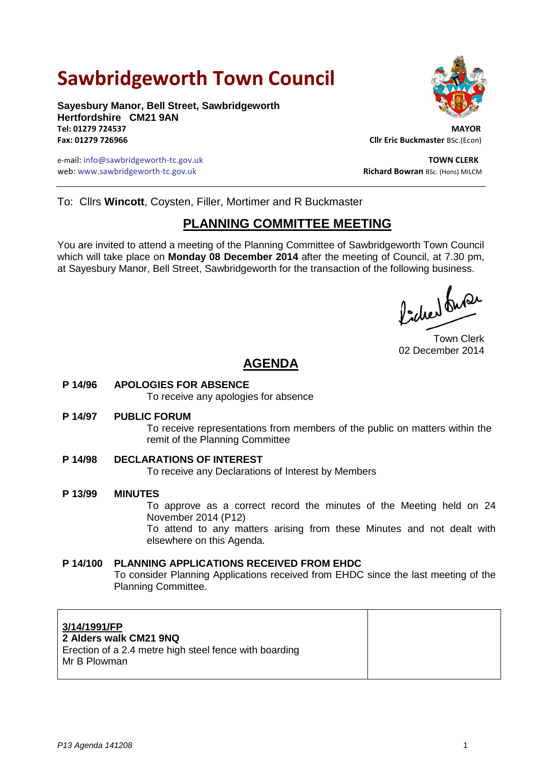# Sawbridgeworth Town Council

**Sayesbury Manor, Bell Street, Sawbridgeworth**
**Hertfordshire CM21 9AN**
**Tel: 01279 724537**
**Fax: 01279 726966**

e-mail: info@sawbridgeworth-tc.gov.uk
web: www.sawbridgeworth-tc.gov.uk

**MAYOR**
**Cllr Eric Buckmaster** BSc.(Econ)

**TOWN CLERK**
**Richard Bowran** BSc. (Hons) MILCM

---

To: Cllrs **Wincott**, Coysten, Filler, Mortimer and R Buckmaster

## PLANNING COMMITTEE MEETING

You are invited to attend a meeting of the Planning Committee of Sawbridgeworth Town Council which will take place on **Monday 08 December 2014** after the meeting of Council, at 7.30 pm, at Sayesbury Manor, Bell Street, Sawbridgeworth for the transaction of the following business.

Town Clerk
02 December 2014

## AGENDA

**P 14/96 APOLOGIES FOR ABSENCE**
To receive any apologies for absence

**P 14/97 PUBLIC FORUM**
To receive representations from members of the public on matters within the remit of the Planning Committee

**P 14/98 DECLARATIONS OF INTEREST**
To receive any Declarations of Interest by Members

**P 13/99 MINUTES**
To approve as a correct record the minutes of the Meeting held on 24 November 2014 (P12)
To attend to any matters arising from these Minutes and not dealt with elsewhere on this Agenda.

**P 14/100 PLANNING APPLICATIONS RECEIVED FROM EHDC**
To consider Planning Applications received from EHDC since the last meeting of the Planning Committee.

| | |
|---|---|
| **3/14/1991/FP**<br>**2 Alders walk CM21 9NQ**<br>Erection of a 2.4 metre high steel fence with boarding<br>Mr B Plowman | |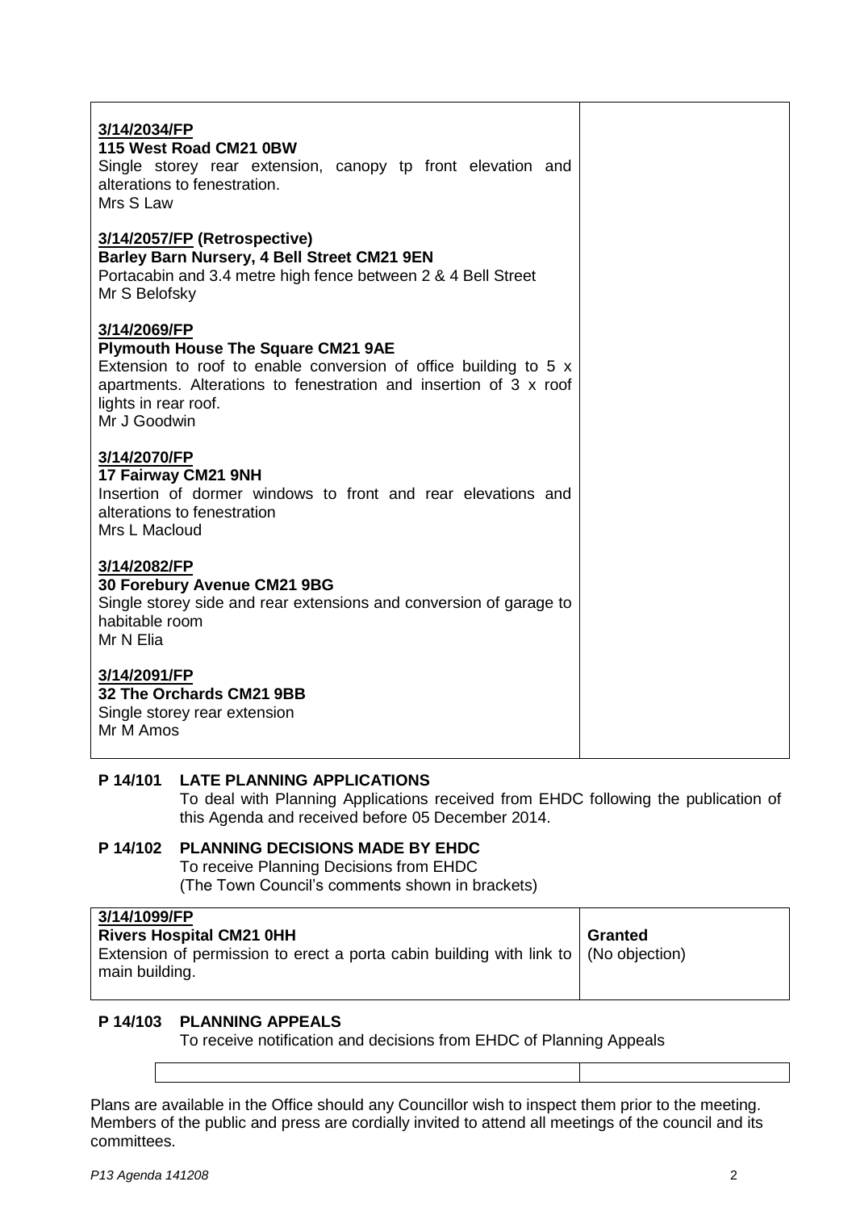| | |
|---|---|
| **3/14/2034/FP**<br>**115 West Road CM21 0BW**<br>Single storey rear extension, canopy tp front elevation and alterations to fenestration.<br>Mrs S Law<br><br>**3/14/2057/FP (Retrospective)**<br>**Barley Barn Nursery, 4 Bell Street CM21 9EN**<br>Portacabin and 3.4 metre high fence between 2 & 4 Bell Street<br>Mr S Belofsky<br><br>**3/14/2069/FP**<br>**Plymouth House The Square CM21 9AE**<br>Extension to roof to enable conversion of office building to 5 x apartments. Alterations to fenestration and insertion of 3 x roof lights in rear roof.<br>Mr J Goodwin<br><br>**3/14/2070/FP**<br>**17 Fairway CM21 9NH**<br>Insertion of dormer windows to front and rear elevations and alterations to fenestration<br>Mrs L Macloud<br><br>**3/14/2082/FP**<br>**30 Forebury Avenue CM21 9BG**<br>Single storey side and rear extensions and conversion of garage to habitable room<br>Mr N Elia<br><br>**3/14/2091/FP**<br>**32 The Orchards CM21 9BB**<br>Single storey rear extension<br>Mr M Amos | |

**P 14/101 LATE PLANNING APPLICATIONS**

To deal with Planning Applications received from EHDC following the publication of this Agenda and received before 05 December 2014.

**P 14/102 PLANNING DECISIONS MADE BY EHDC**

To receive Planning Decisions from EHDC
(The Town Council's comments shown in brackets)

| | |
|---|---|
| **3/14/1099/FP**<br>**Rivers Hospital CM21 0HH**<br>Extension of permission to erect a porta cabin building with link to main building. | **Granted**<br>(No objection) |

**P 14/103 PLANNING APPEALS**

To receive notification and decisions from EHDC of Planning Appeals

| | |
|---|---|
| | |

Plans are available in the Office should any Councillor wish to inspect them prior to the meeting. Members of the public and press are cordially invited to attend all meetings of the council and its committees.

*P13 Agenda 141208*